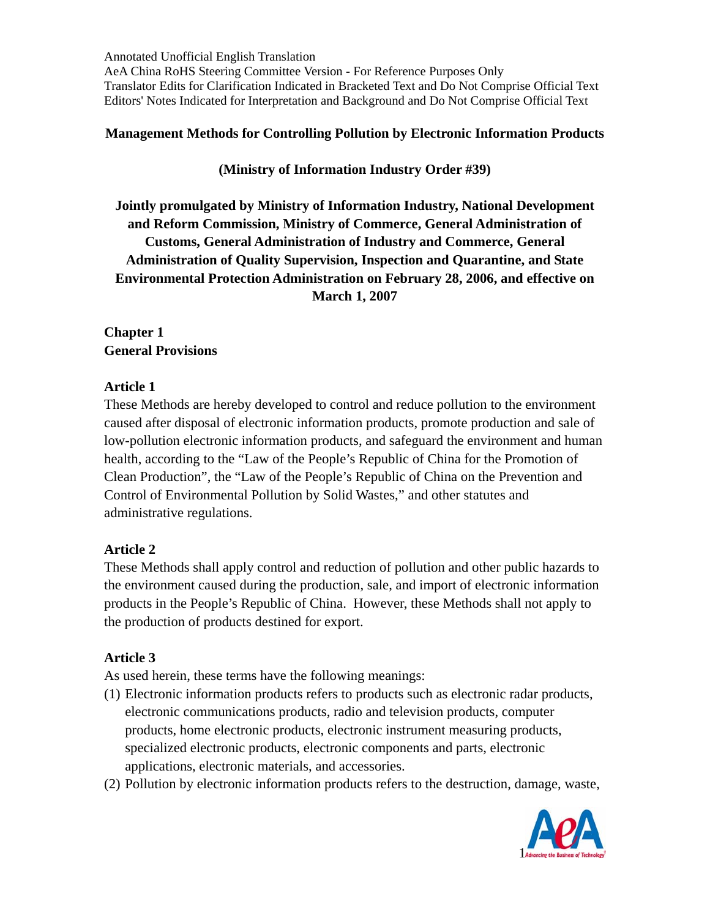Annotated Unofficial English Translation
AeA China RoHS Steering Committee Version - For Reference Purposes Only
Translator Edits for Clarification Indicated in Bracketed Text and Do Not Comprise Official Text
Editors' Notes Indicated for Interpretation and Background and Do Not Comprise Official Text

# Management Methods for Controlling Pollution by Electronic Information Products

**(Ministry of Information Industry Order #39)**

**Jointly promulgated by Ministry of Information Industry, National Development and Reform Commission, Ministry of Commerce, General Administration of Customs, General Administration of Industry and Commerce, General Administration of Quality Supervision, Inspection and Quarantine, and State Environmental Protection Administration on February 28, 2006, and effective on March 1, 2007**

## Chapter 1
## General Provisions

### Article 1

These Methods are hereby developed to control and reduce pollution to the environment caused after disposal of electronic information products, promote production and sale of low-pollution electronic information products, and safeguard the environment and human health, according to the "Law of the People's Republic of China for the Promotion of Clean Production", the "Law of the People's Republic of China on the Prevention and Control of Environmental Pollution by Solid Wastes," and other statutes and administrative regulations.

### Article 2

These Methods shall apply control and reduction of pollution and other public hazards to the environment caused during the production, sale, and import of electronic information products in the People's Republic of China. However, these Methods shall not apply to the production of products destined for export.

### Article 3

As used herein, these terms have the following meanings:

(1) Electronic information products refers to products such as electronic radar products, electronic communications products, radio and television products, computer products, home electronic products, electronic instrument measuring products, specialized electronic products, electronic components and parts, electronic applications, electronic materials, and accessories.

(2) Pollution by electronic information products refers to the destruction, damage, waste,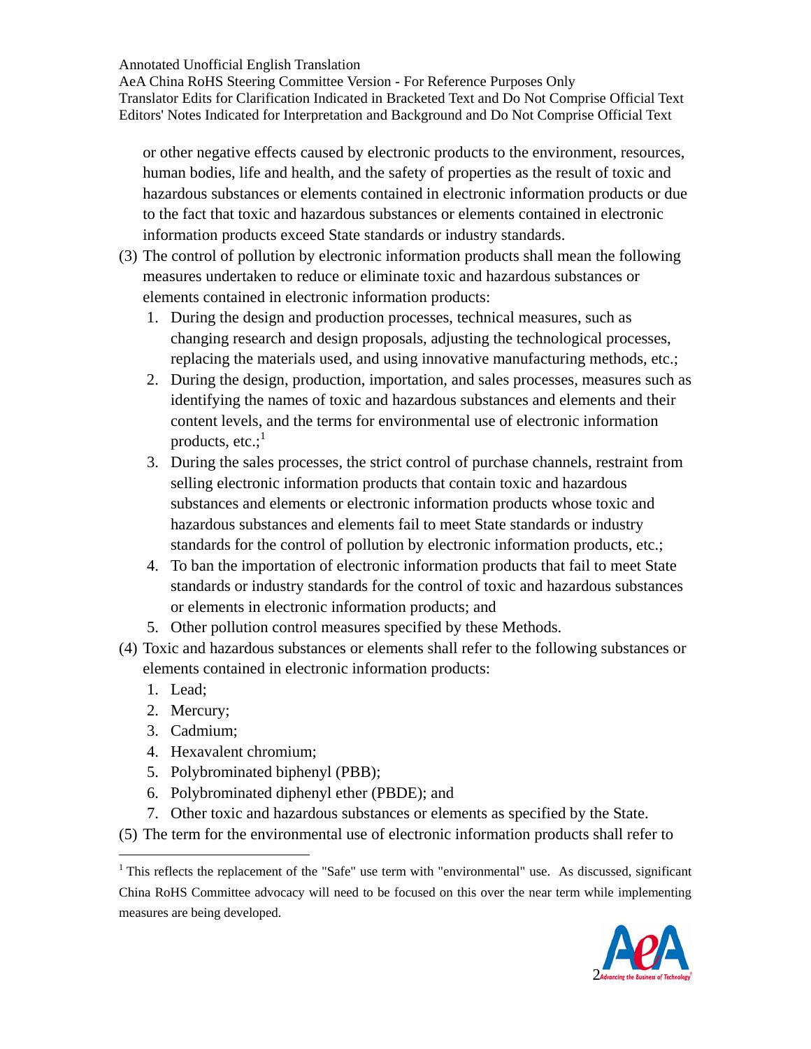or other negative effects caused by electronic products to the environment, resources, human bodies, life and health, and the safety of properties as the result of toxic and hazardous substances or elements contained in electronic information products or due to the fact that toxic and hazardous substances or elements contained in electronic information products exceed State standards or industry standards.

(3) The control of pollution by electronic information products shall mean the following measures undertaken to reduce or eliminate toxic and hazardous substances or elements contained in electronic information products:

1. During the design and production processes, technical measures, such as changing research and design proposals, adjusting the technological processes, replacing the materials used, and using innovative manufacturing methods, etc.;
2. During the design, production, importation, and sales processes, measures such as identifying the names of toxic and hazardous substances and elements and their content levels, and the terms for environmental use of electronic information products, etc.;[1]
3. During the sales processes, the strict control of purchase channels, restraint from selling electronic information products that contain toxic and hazardous substances and elements or electronic information products whose toxic and hazardous substances and elements fail to meet State standards or industry standards for the control of pollution by electronic information products, etc.;
4. To ban the importation of electronic information products that fail to meet State standards or industry standards for the control of toxic and hazardous substances or elements in electronic information products; and
5. Other pollution control measures specified by these Methods.

(4) Toxic and hazardous substances or elements shall refer to the following substances or elements contained in electronic information products:

1. Lead;
2. Mercury;
3. Cadmium;
4. Hexavalent chromium;
5. Polybrominated biphenyl (PBB);
6. Polybrominated diphenyl ether (PBDE); and
7. Other toxic and hazardous substances or elements as specified by the State.

(5) The term for the environmental use of electronic information products shall refer to

---

[1] This reflects the replacement of the "Safe" use term with "environmental" use. As discussed, significant China RoHS Committee advocacy will need to be focused on this over the near term while implementing measures are being developed.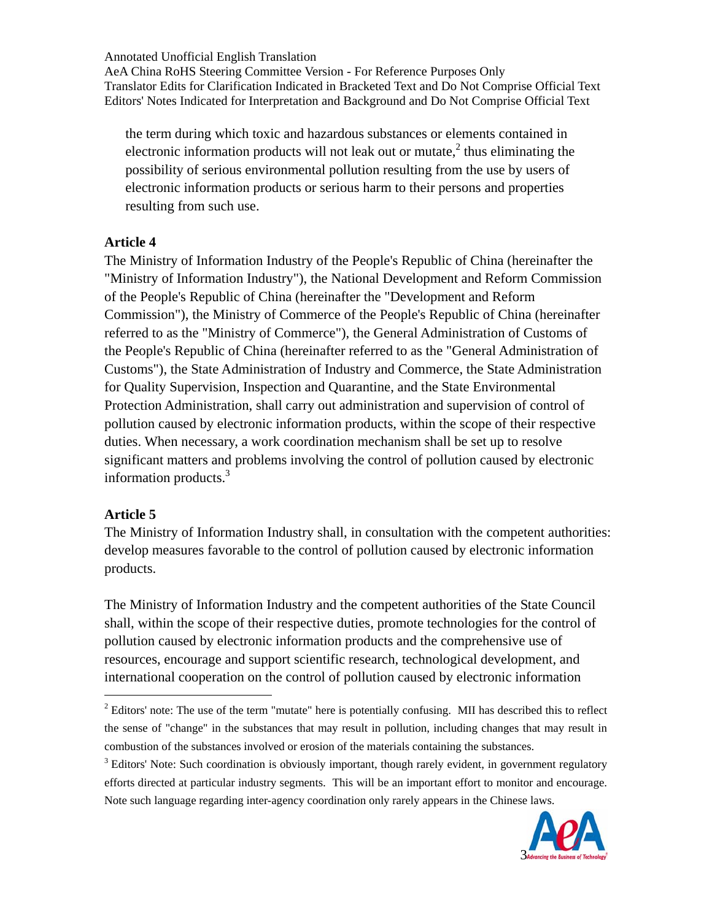the term during which toxic and hazardous substances or elements contained in electronic information products will not leak out or mutate,[2] thus eliminating the possibility of serious environmental pollution resulting from the use by users of electronic information products or serious harm to their persons and properties resulting from such use.

### Article 4

The Ministry of Information Industry of the People's Republic of China (hereinafter the "Ministry of Information Industry"), the National Development and Reform Commission of the People's Republic of China (hereinafter the "Development and Reform Commission"), the Ministry of Commerce of the People's Republic of China (hereinafter referred to as the "Ministry of Commerce"), the General Administration of Customs of the People's Republic of China (hereinafter referred to as the "General Administration of Customs"), the State Administration of Industry and Commerce, the State Administration for Quality Supervision, Inspection and Quarantine, and the State Environmental Protection Administration, shall carry out administration and supervision of control of pollution caused by electronic information products, within the scope of their respective duties. When necessary, a work coordination mechanism shall be set up to resolve significant matters and problems involving the control of pollution caused by electronic information products.[3]

### Article 5

The Ministry of Information Industry shall, in consultation with the competent authorities: develop measures favorable to the control of pollution caused by electronic information products.

The Ministry of Information Industry and the competent authorities of the State Council shall, within the scope of their respective duties, promote technologies for the control of pollution caused by electronic information products and the comprehensive use of resources, encourage and support scientific research, technological development, and international cooperation on the control of pollution caused by electronic information

---

[2] Editors' note: The use of the term "mutate" here is potentially confusing. MII has described this to reflect the sense of "change" in the substances that may result in pollution, including changes that may result in combustion of the substances involved or erosion of the materials containing the substances.

[3] Editors' Note: Such coordination is obviously important, though rarely evident, in government regulatory efforts directed at particular industry segments. This will be an important effort to monitor and encourage. Note such language regarding inter-agency coordination only rarely appears in the Chinese laws.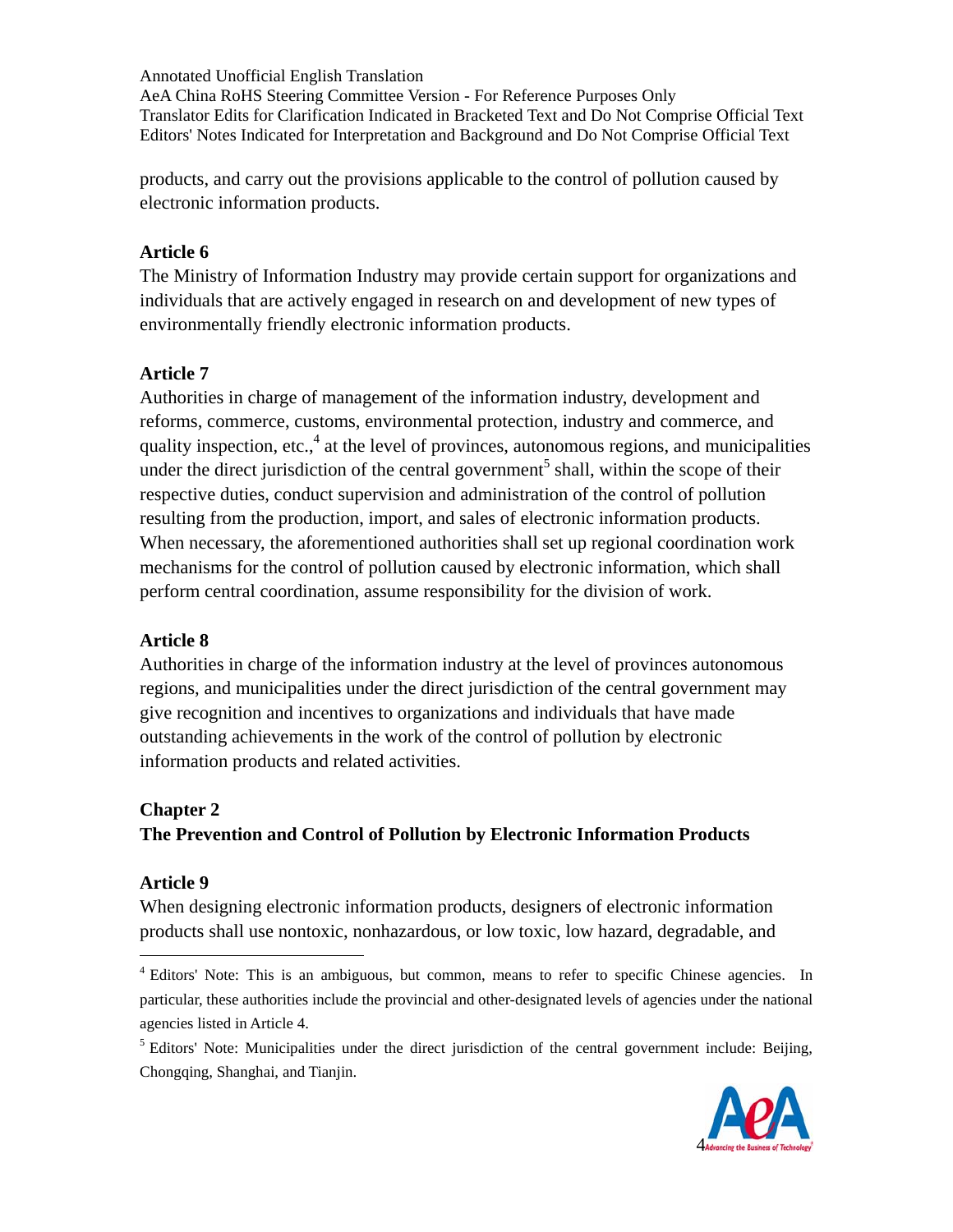products, and carry out the provisions applicable to the control of pollution caused by electronic information products.

**Article 6**

The Ministry of Information Industry may provide certain support for organizations and individuals that are actively engaged in research on and development of new types of environmentally friendly electronic information products.

**Article 7**

Authorities in charge of management of the information industry, development and reforms, commerce, customs, environmental protection, industry and commerce, and quality inspection, etc.,[4] at the level of provinces, autonomous regions, and municipalities under the direct jurisdiction of the central government[5] shall, within the scope of their respective duties, conduct supervision and administration of the control of pollution resulting from the production, import, and sales of electronic information products. When necessary, the aforementioned authorities shall set up regional coordination work mechanisms for the control of pollution caused by electronic information, which shall perform central coordination, assume responsibility for the division of work.

**Article 8**

Authorities in charge of the information industry at the level of provinces autonomous regions, and municipalities under the direct jurisdiction of the central government may give recognition and incentives to organizations and individuals that have made outstanding achievements in the work of the control of pollution by electronic information products and related activities.

## Chapter 2
## The Prevention and Control of Pollution by Electronic Information Products

**Article 9**

When designing electronic information products, designers of electronic information products shall use nontoxic, nonhazardous, or low toxic, low hazard, degradable, and

---

[4] Editors' Note: This is an ambiguous, but common, means to refer to specific Chinese agencies. In particular, these authorities include the provincial and other-designated levels of agencies under the national agencies listed in Article 4.

[5] Editors' Note: Municipalities under the direct jurisdiction of the central government include: Beijing, Chongqing, Shanghai, and Tianjin.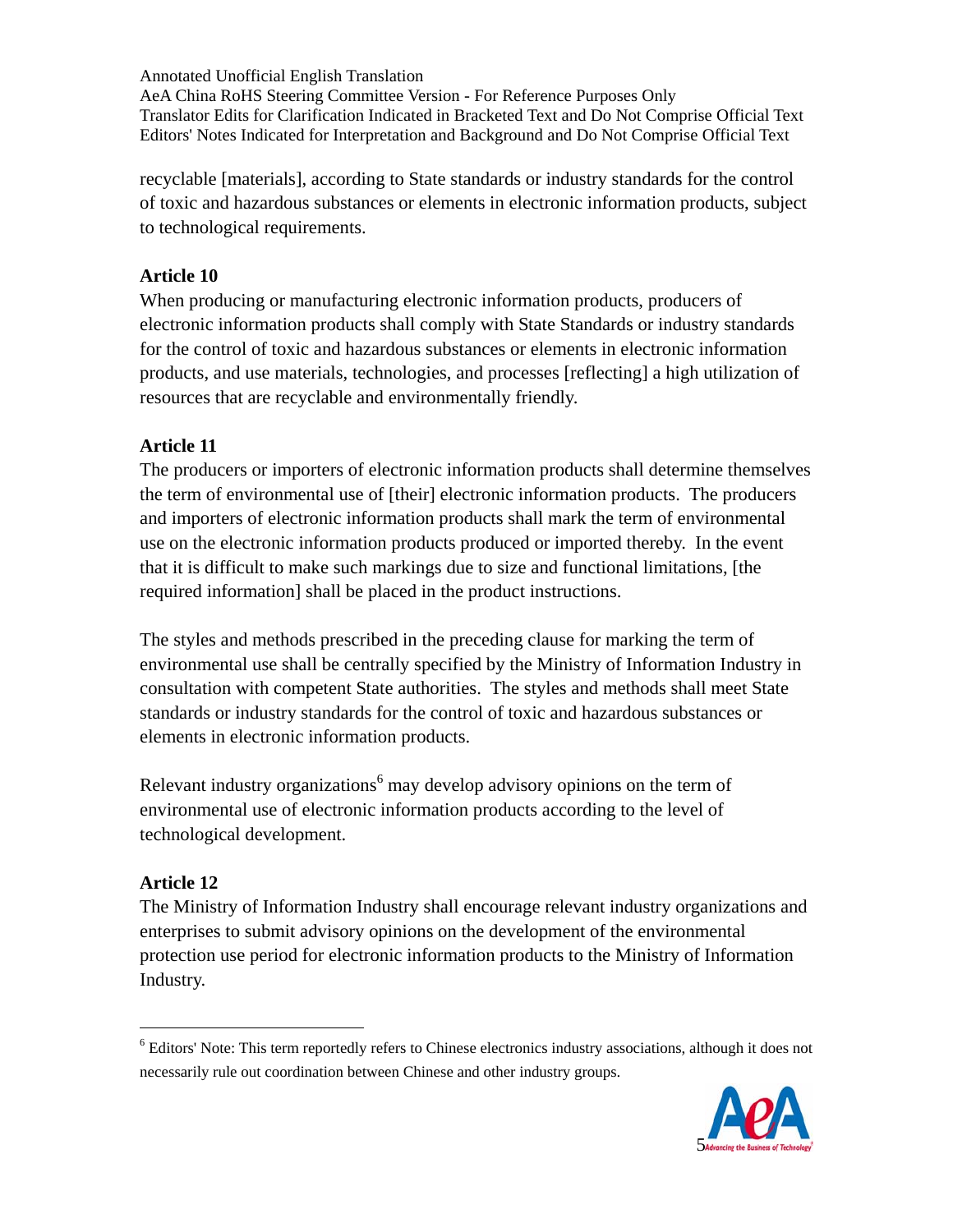recyclable [materials], according to State standards or industry standards for the control of toxic and hazardous substances or elements in electronic information products, subject to technological requirements.

**Article 10**

When producing or manufacturing electronic information products, producers of electronic information products shall comply with State Standards or industry standards for the control of toxic and hazardous substances or elements in electronic information products, and use materials, technologies, and processes [reflecting] a high utilization of resources that are recyclable and environmentally friendly.

**Article 11**

The producers or importers of electronic information products shall determine themselves the term of environmental use of [their] electronic information products. The producers and importers of electronic information products shall mark the term of environmental use on the electronic information products produced or imported thereby. In the event that it is difficult to make such markings due to size and functional limitations, [the required information] shall be placed in the product instructions.

The styles and methods prescribed in the preceding clause for marking the term of environmental use shall be centrally specified by the Ministry of Information Industry in consultation with competent State authorities. The styles and methods shall meet State standards or industry standards for the control of toxic and hazardous substances or elements in electronic information products.

Relevant industry organizations[6] may develop advisory opinions on the term of environmental use of electronic information products according to the level of technological development.

**Article 12**

The Ministry of Information Industry shall encourage relevant industry organizations and enterprises to submit advisory opinions on the development of the environmental protection use period for electronic information products to the Ministry of Information Industry.

---

[6] Editors' Note: This term reportedly refers to Chinese electronics industry associations, although it does not necessarily rule out coordination between Chinese and other industry groups.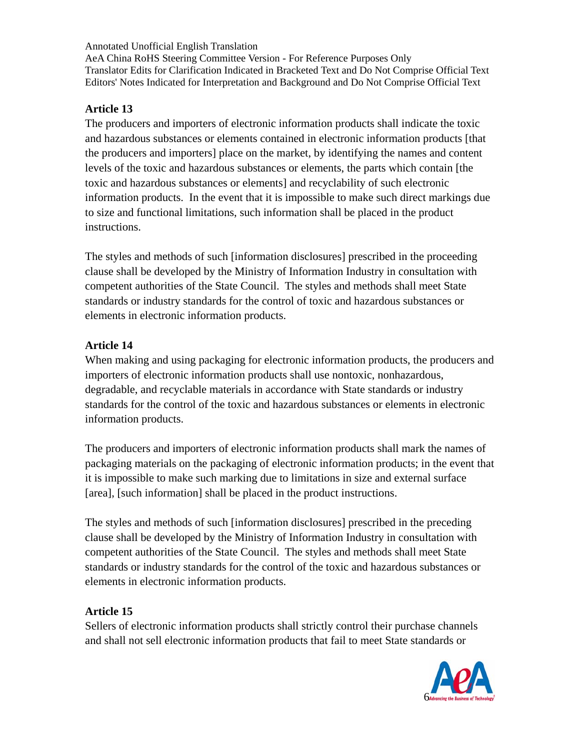### Article 13

The producers and importers of electronic information products shall indicate the toxic and hazardous substances or elements contained in electronic information products [that the producers and importers] place on the market, by identifying the names and content levels of the toxic and hazardous substances or elements, the parts which contain [the toxic and hazardous substances or elements] and recyclability of such electronic information products. In the event that it is impossible to make such direct markings due to size and functional limitations, such information shall be placed in the product instructions.

The styles and methods of such [information disclosures] prescribed in the proceeding clause shall be developed by the Ministry of Information Industry in consultation with competent authorities of the State Council. The styles and methods shall meet State standards or industry standards for the control of toxic and hazardous substances or elements in electronic information products.

### Article 14

When making and using packaging for electronic information products, the producers and importers of electronic information products shall use nontoxic, nonhazardous, degradable, and recyclable materials in accordance with State standards or industry standards for the control of the toxic and hazardous substances or elements in electronic information products.

The producers and importers of electronic information products shall mark the names of packaging materials on the packaging of electronic information products; in the event that it is impossible to make such marking due to limitations in size and external surface [area], [such information] shall be placed in the product instructions.

The styles and methods of such [information disclosures] prescribed in the preceding clause shall be developed by the Ministry of Information Industry in consultation with competent authorities of the State Council. The styles and methods shall meet State standards or industry standards for the control of the toxic and hazardous substances or elements in electronic information products.

### Article 15

Sellers of electronic information products shall strictly control their purchase channels and shall not sell electronic information products that fail to meet State standards or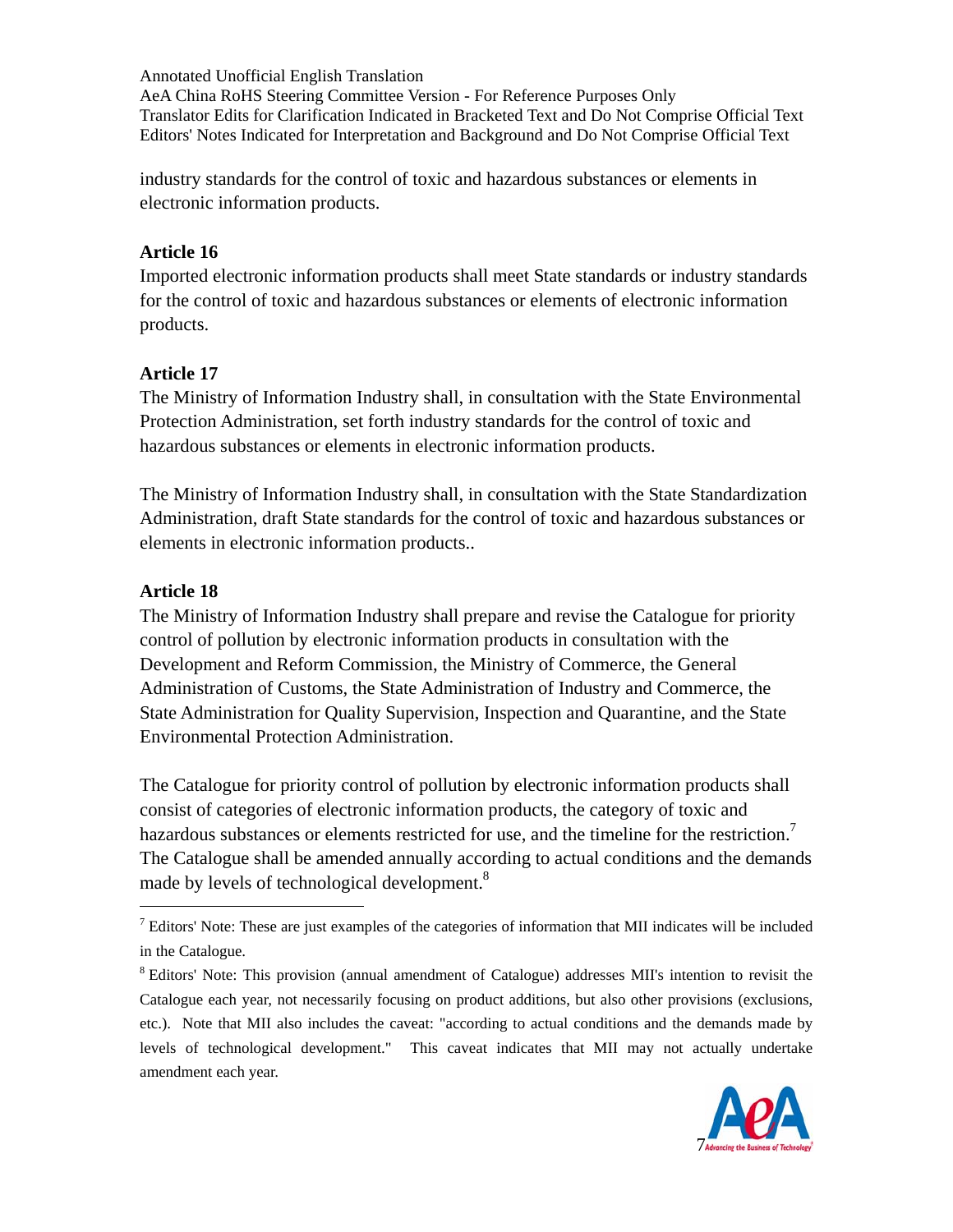industry standards for the control of toxic and hazardous substances or elements in electronic information products.

**Article 16**

Imported electronic information products shall meet State standards or industry standards for the control of toxic and hazardous substances or elements of electronic information products.

**Article 17**

The Ministry of Information Industry shall, in consultation with the State Environmental Protection Administration, set forth industry standards for the control of toxic and hazardous substances or elements in electronic information products.

The Ministry of Information Industry shall, in consultation with the State Standardization Administration, draft State standards for the control of toxic and hazardous substances or elements in electronic information products..

**Article 18**

The Ministry of Information Industry shall prepare and revise the Catalogue for priority control of pollution by electronic information products in consultation with the Development and Reform Commission, the Ministry of Commerce, the General Administration of Customs, the State Administration of Industry and Commerce, the State Administration for Quality Supervision, Inspection and Quarantine, and the State Environmental Protection Administration.

The Catalogue for priority control of pollution by electronic information products shall consist of categories of electronic information products, the category of toxic and hazardous substances or elements restricted for use, and the timeline for the restriction.[7] The Catalogue shall be amended annually according to actual conditions and the demands made by levels of technological development.[8]

---

[7] Editors' Note: These are just examples of the categories of information that MII indicates will be included in the Catalogue.

[8] Editors' Note: This provision (annual amendment of Catalogue) addresses MII's intention to revisit the Catalogue each year, not necessarily focusing on product additions, but also other provisions (exclusions, etc.). Note that MII also includes the caveat: "according to actual conditions and the demands made by levels of technological development." This caveat indicates that MII may not actually undertake amendment each year.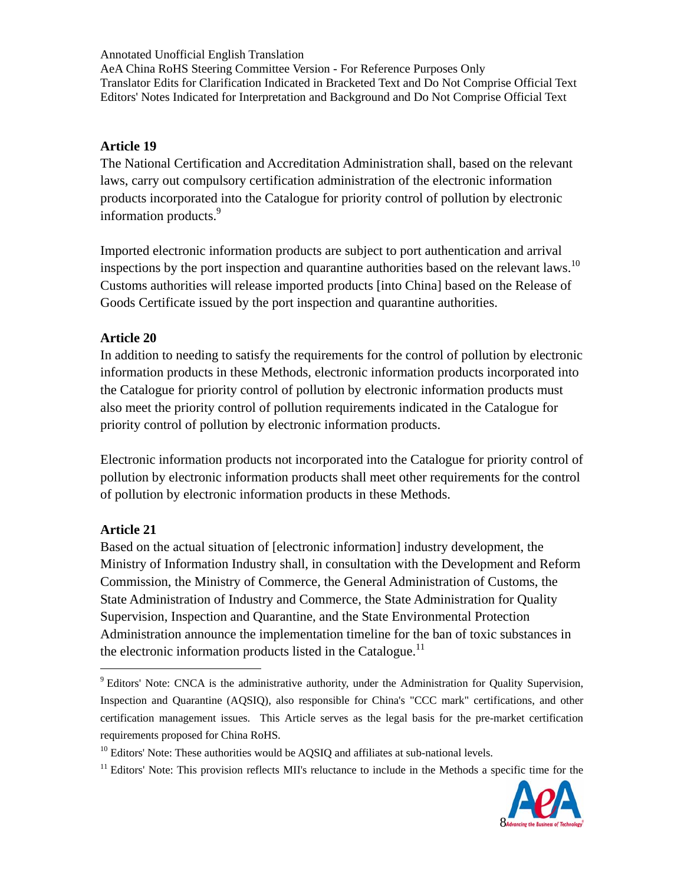### Article 19

The National Certification and Accreditation Administration shall, based on the relevant laws, carry out compulsory certification administration of the electronic information products incorporated into the Catalogue for priority control of pollution by electronic information products.[9]

Imported electronic information products are subject to port authentication and arrival inspections by the port inspection and quarantine authorities based on the relevant laws.[10] Customs authorities will release imported products [into China] based on the Release of Goods Certificate issued by the port inspection and quarantine authorities.

### Article 20

In addition to needing to satisfy the requirements for the control of pollution by electronic information products in these Methods, electronic information products incorporated into the Catalogue for priority control of pollution by electronic information products must also meet the priority control of pollution requirements indicated in the Catalogue for priority control of pollution by electronic information products.

Electronic information products not incorporated into the Catalogue for priority control of pollution by electronic information products shall meet other requirements for the control of pollution by electronic information products in these Methods.

### Article 21

Based on the actual situation of [electronic information] industry development, the Ministry of Information Industry shall, in consultation with the Development and Reform Commission, the Ministry of Commerce, the General Administration of Customs, the State Administration of Industry and Commerce, the State Administration for Quality Supervision, Inspection and Quarantine, and the State Environmental Protection Administration announce the implementation timeline for the ban of toxic substances in the electronic information products listed in the Catalogue.[11]

---

[9] Editors' Note: CNCA is the administrative authority, under the Administration for Quality Supervision, Inspection and Quarantine (AQSIQ), also responsible for China's "CCC mark" certifications, and other certification management issues. This Article serves as the legal basis for the pre-market certification requirements proposed for China RoHS.

[10] Editors' Note: These authorities would be AQSIQ and affiliates at sub-national levels.

[11] Editors' Note: This provision reflects MII's reluctance to include in the Methods a specific time for the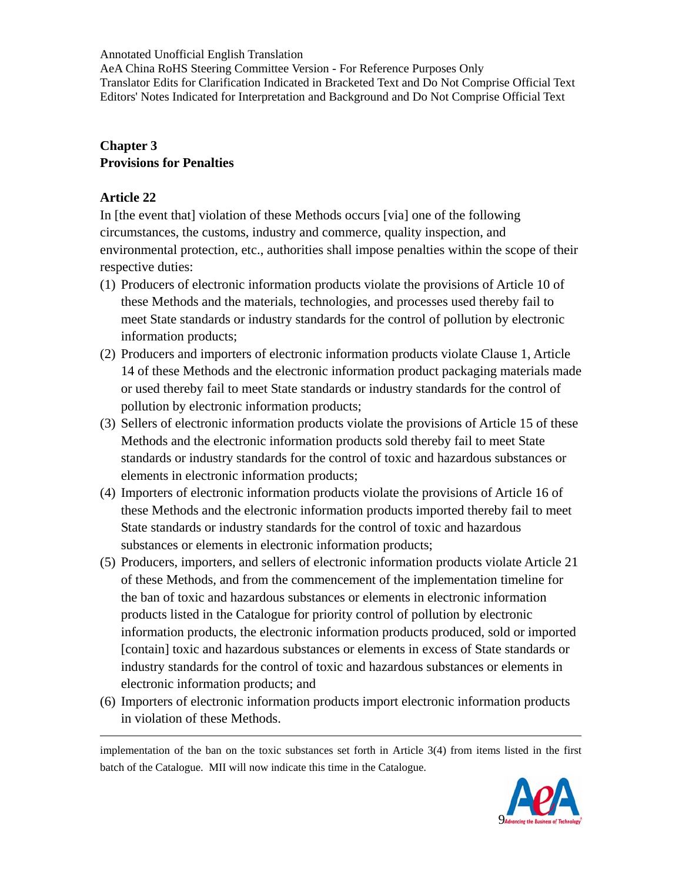Annotated Unofficial English Translation
AeA China RoHS Steering Committee Version - For Reference Purposes Only
Translator Edits for Clarification Indicated in Bracketed Text and Do Not Comprise Official Text
Editors' Notes Indicated for Interpretation and Background and Do Not Comprise Official Text

## Chapter 3
## Provisions for Penalties

### Article 22

In [the event that] violation of these Methods occurs [via] one of the following circumstances, the customs, industry and commerce, quality inspection, and environmental protection, etc., authorities shall impose penalties within the scope of their respective duties:

(1) Producers of electronic information products violate the provisions of Article 10 of these Methods and the materials, technologies, and processes used thereby fail to meet State standards or industry standards for the control of pollution by electronic information products;

(2) Producers and importers of electronic information products violate Clause 1, Article 14 of these Methods and the electronic information product packaging materials made or used thereby fail to meet State standards or industry standards for the control of pollution by electronic information products;

(3) Sellers of electronic information products violate the provisions of Article 15 of these Methods and the electronic information products sold thereby fail to meet State standards or industry standards for the control of toxic and hazardous substances or elements in electronic information products;

(4) Importers of electronic information products violate the provisions of Article 16 of these Methods and the electronic information products imported thereby fail to meet State standards or industry standards for the control of toxic and hazardous substances or elements in electronic information products;

(5) Producers, importers, and sellers of electronic information products violate Article 21 of these Methods, and from the commencement of the implementation timeline for the ban of toxic and hazardous substances or elements in electronic information products listed in the Catalogue for priority control of pollution by electronic information products, the electronic information products produced, sold or imported [contain] toxic and hazardous substances or elements in excess of State standards or industry standards for the control of toxic and hazardous substances or elements in electronic information products; and

(6) Importers of electronic information products import electronic information products in violation of these Methods.

---

implementation of the ban on the toxic substances set forth in Article 3(4) from items listed in the first batch of the Catalogue. MII will now indicate this time in the Catalogue.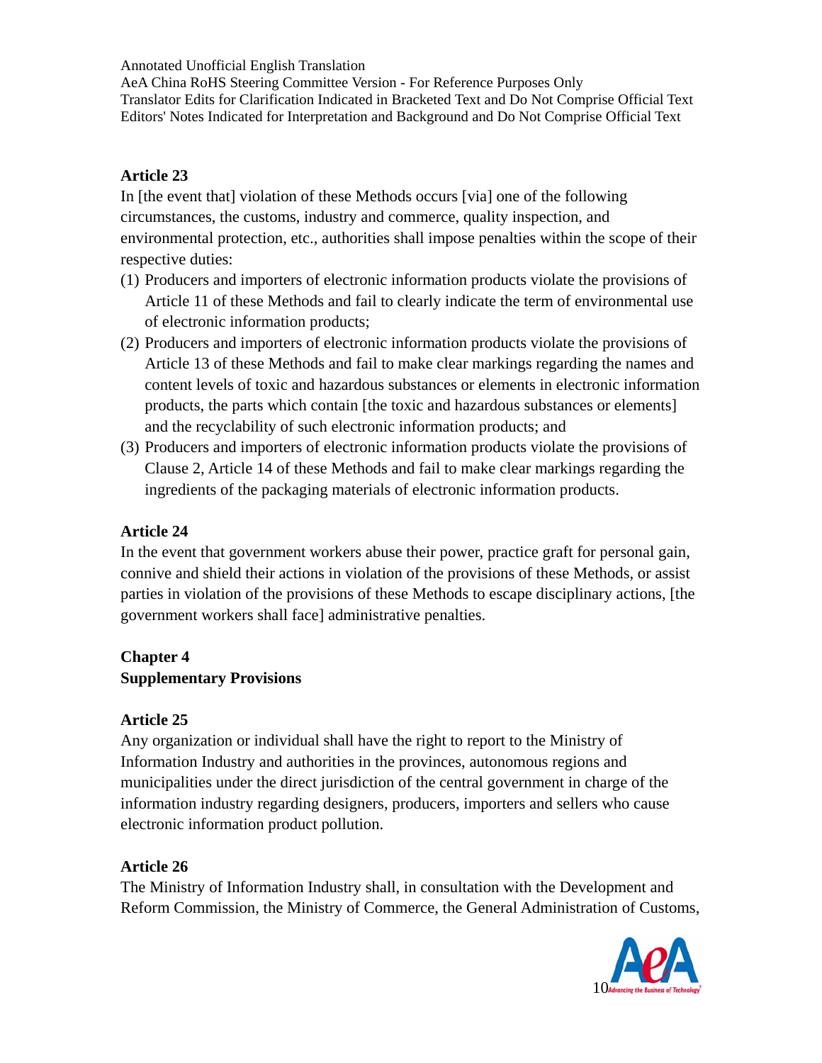**Article 23**

In [the event that] violation of these Methods occurs [via] one of the following circumstances, the customs, industry and commerce, quality inspection, and environmental protection, etc., authorities shall impose penalties within the scope of their respective duties:

(1) Producers and importers of electronic information products violate the provisions of Article 11 of these Methods and fail to clearly indicate the term of environmental use of electronic information products;
(2) Producers and importers of electronic information products violate the provisions of Article 13 of these Methods and fail to make clear markings regarding the names and content levels of toxic and hazardous substances or elements in electronic information products, the parts which contain [the toxic and hazardous substances or elements] and the recyclability of such electronic information products; and
(3) Producers and importers of electronic information products violate the provisions of Clause 2, Article 14 of these Methods and fail to make clear markings regarding the ingredients of the packaging materials of electronic information products.

**Article 24**

In the event that government workers abuse their power, practice graft for personal gain, connive and shield their actions in violation of the provisions of these Methods, or assist parties in violation of the provisions of these Methods to escape disciplinary actions, [the government workers shall face] administrative penalties.

## Chapter 4
## Supplementary Provisions

**Article 25**

Any organization or individual shall have the right to report to the Ministry of Information Industry and authorities in the provinces, autonomous regions and municipalities under the direct jurisdiction of the central government in charge of the information industry regarding designers, producers, importers and sellers who cause electronic information product pollution.

**Article 26**

The Ministry of Information Industry shall, in consultation with the Development and Reform Commission, the Ministry of Commerce, the General Administration of Customs,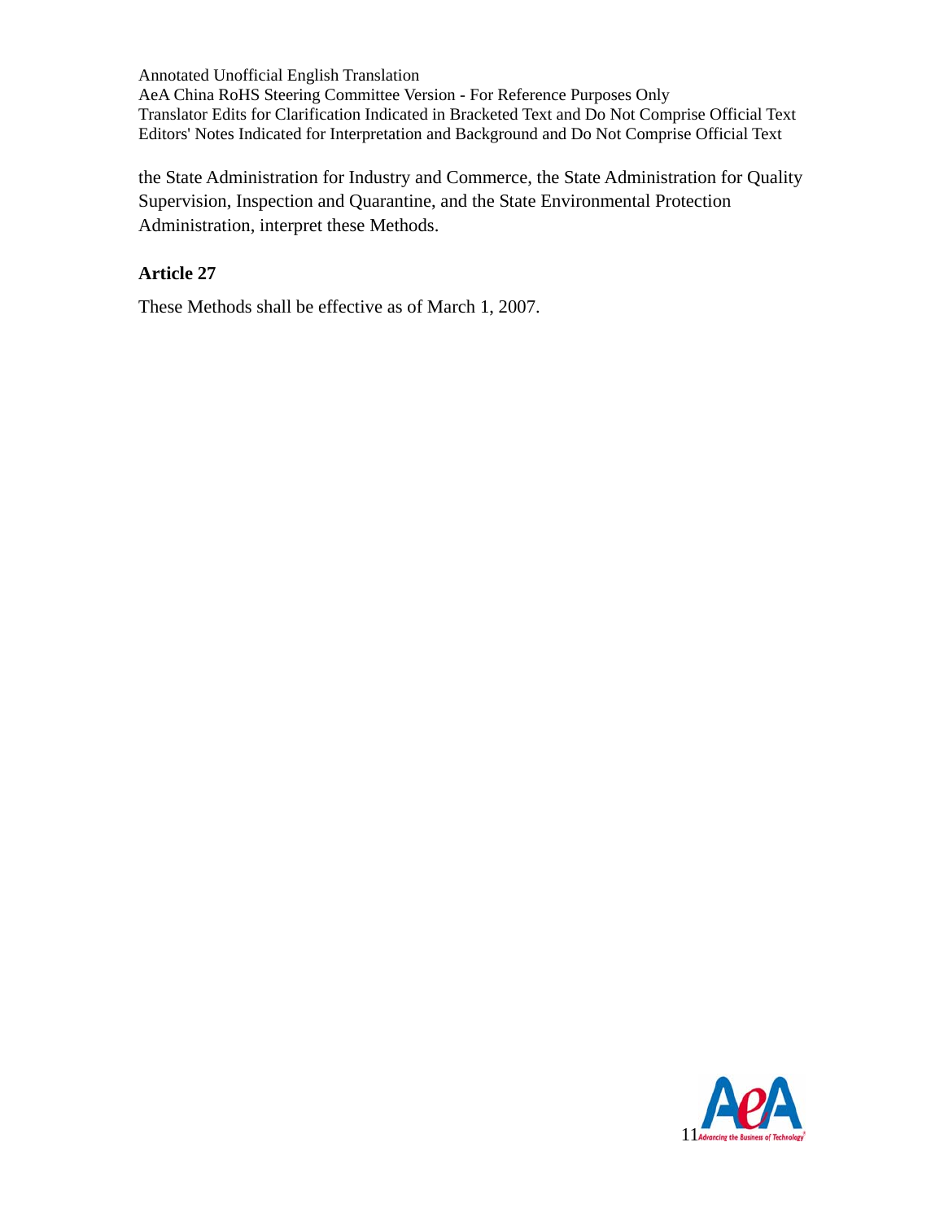the State Administration for Industry and Commerce, the State Administration for Quality Supervision, Inspection and Quarantine, and the State Environmental Protection Administration, interpret these Methods.

**Article 27**

These Methods shall be effective as of March 1, 2007.